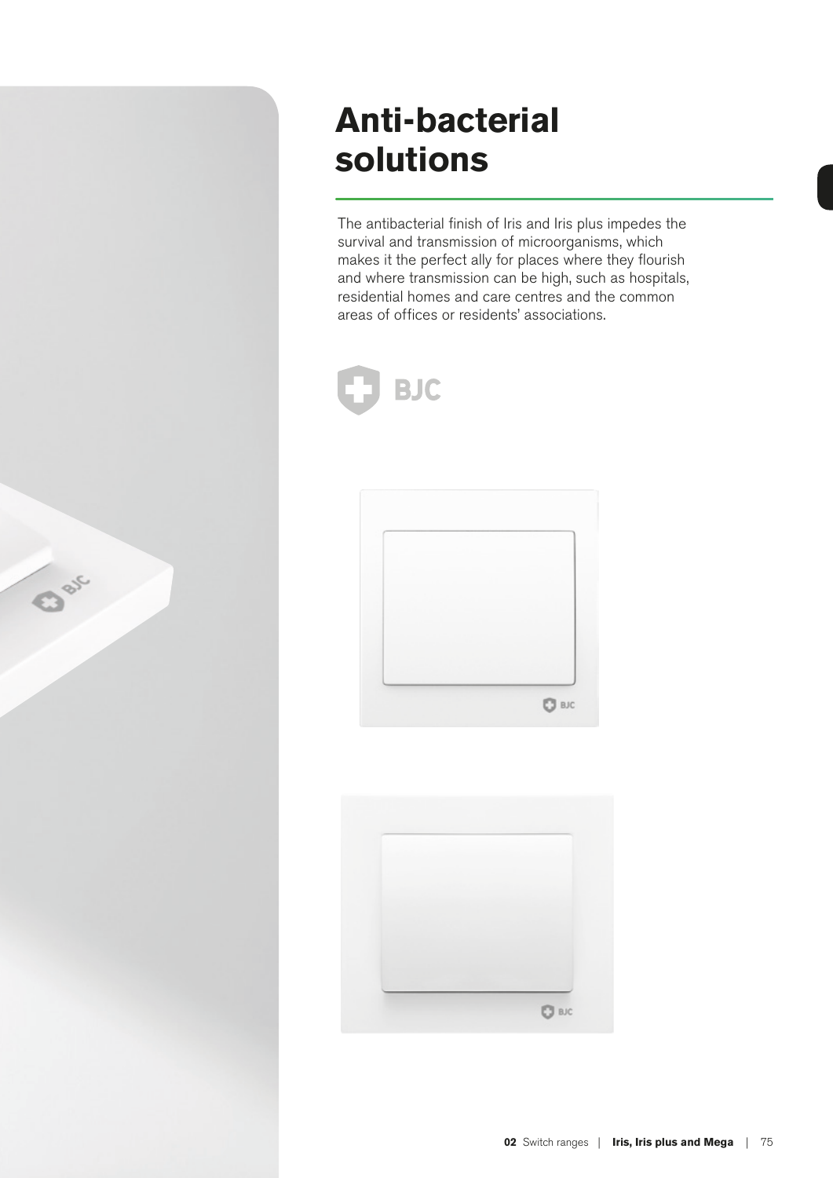# Anti-bacterial solutions

The antibacterial finish of Iris and Iris plus impedes the survival and transmission of microorganisms, which makes it the perfect ally for places where they flourish and where transmission can be high, such as hospitals, residential homes and care centres and the common areas of offices or residents' associations.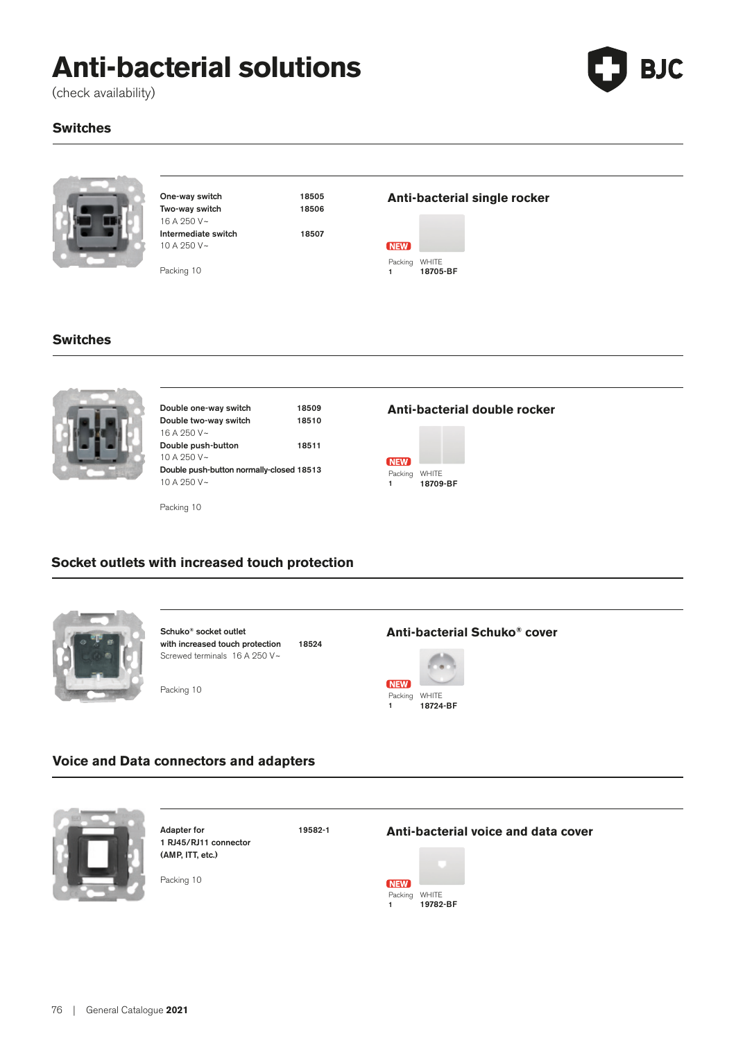# Anti-bacterial solutions

(check availability)

BJC

## Switches

| | |
|---|---|
| One-way switch | 18505 |
| Two-way switch | 18506 |
| 16 A 250 V~ | |
| Intermediate switch | 18507 |
| 10 A 250 V~ | |

Packing 10

### Anti-bacterial single rocker

NEW

| Packing | WHITE |
|---|---|
| 1 | 18705-BF |

## Switches

| | |
|---|---|
| Double one-way switch | 18509 |
| Double two-way switch | 18510 |
| 16 A 250 V~ | |
| Double push-button | 18511 |
| 10 A 250 V~ | |
| Double push-button normally-closed | 18513 |
| 10 A 250 V~ | |

Packing 10

### Anti-bacterial double rocker

NEW

| Packing | WHITE |
|---|---|
| 1 | 18709-BF |

## Socket outlets with increased touch protection

| | |
|---|---|
| Schuko® socket outlet with increased touch protection | 18524 |
| Screwed terminals 16 A 250 V~ | |

Packing 10

### Anti-bacterial Schuko® cover

NEW

| Packing | WHITE |
|---|---|
| 1 | 18724-BF |

## Voice and Data connectors and adapters

| | |
|---|---|
| Adapter for 1 RJ45/RJ11 connector (AMP, ITT, etc.) | 19582-1 |

Packing 10

### Anti-bacterial voice and data cover

NEW

| Packing | WHITE |
|---|---|
| 1 | 19782-BF |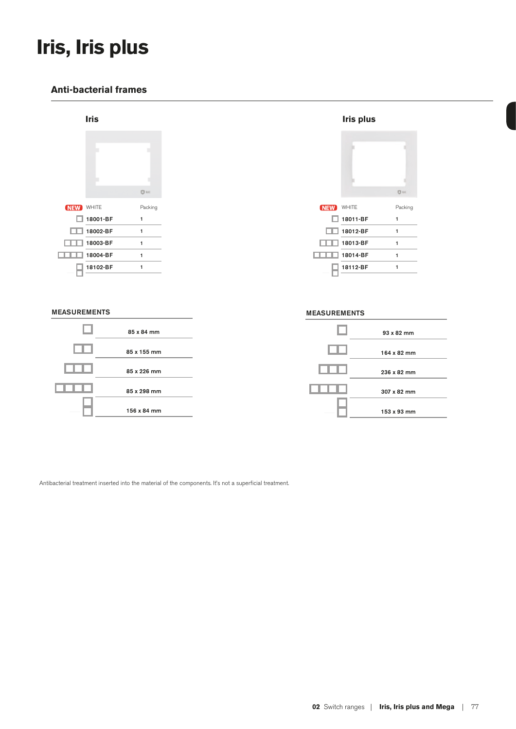# Iris, Iris plus

## Anti-bacterial frames

### Iris

| NEW WHITE | Packing |
|---|---|
| 18001-BF | 1 |
| 18002-BF | 1 |
| 18003-BF | 1 |
| 18004-BF | 1 |
| 18102-BF | 1 |

**MEASUREMENTS**

| | |
|---|---|
| 1 | 85 x 84 mm |
| 2 | 85 x 155 mm |
| 3 | 85 x 226 mm |
| 4 | 85 x 298 mm |
| 2 vertical | 156 x 84 mm |

### Iris plus

| NEW WHITE | Packing |
|---|---|
| 18011-BF | 1 |
| 18012-BF | 1 |
| 18013-BF | 1 |
| 18014-BF | 1 |
| 18112-BF | 1 |

**MEASUREMENTS**

| | |
|---|---|
| 1 | 93 x 82 mm |
| 2 | 164 x 82 mm |
| 3 | 236 x 82 mm |
| 4 | 307 x 82 mm |
| 2 vertical | 153 x 93 mm |

Antibacterial treatment inserted into the material of the components. It's not a superficial treatment.